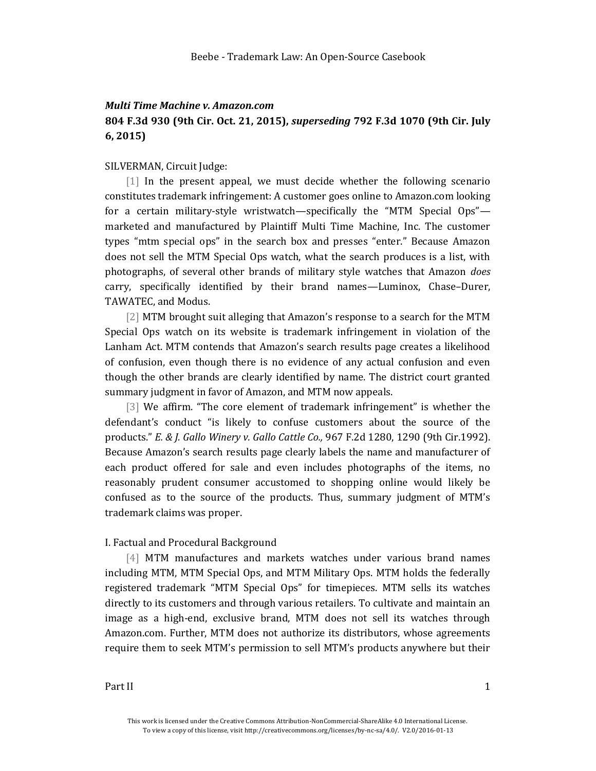***Multi Time Machine v. Amazon.com***
**804 F.3d 930 (9th Cir. Oct. 21, 2015), *superseding* 792 F.3d 1070 (9th Cir. July 6, 2015)**

SILVERMAN, Circuit Judge:

[1] In the present appeal, we must decide whether the following scenario constitutes trademark infringement: A customer goes online to Amazon.com looking for a certain military-style wristwatch—specifically the "MTM Special Ops"—marketed and manufactured by Plaintiff Multi Time Machine, Inc. The customer types "mtm special ops" in the search box and presses "enter." Because Amazon does not sell the MTM Special Ops watch, what the search produces is a list, with photographs, of several other brands of military style watches that Amazon *does* carry, specifically identified by their brand names—Luminox, Chase–Durer, TAWATEC, and Modus.

[2] MTM brought suit alleging that Amazon's response to a search for the MTM Special Ops watch on its website is trademark infringement in violation of the Lanham Act. MTM contends that Amazon's search results page creates a likelihood of confusion, even though there is no evidence of any actual confusion and even though the other brands are clearly identified by name. The district court granted summary judgment in favor of Amazon, and MTM now appeals.

[3] We affirm. "The core element of trademark infringement" is whether the defendant's conduct "is likely to confuse customers about the source of the products." *E. & J. Gallo Winery v. Gallo Cattle Co.,* 967 F.2d 1280, 1290 (9th Cir.1992). Because Amazon's search results page clearly labels the name and manufacturer of each product offered for sale and even includes photographs of the items, no reasonably prudent consumer accustomed to shopping online would likely be confused as to the source of the products. Thus, summary judgment of MTM's trademark claims was proper.

I. Factual and Procedural Background

[4] MTM manufactures and markets watches under various brand names including MTM, MTM Special Ops, and MTM Military Ops. MTM holds the federally registered trademark "MTM Special Ops" for timepieces. MTM sells its watches directly to its customers and through various retailers. To cultivate and maintain an image as a high-end, exclusive brand, MTM does not sell its watches through Amazon.com. Further, MTM does not authorize its distributors, whose agreements require them to seek MTM's permission to sell MTM's products anywhere but their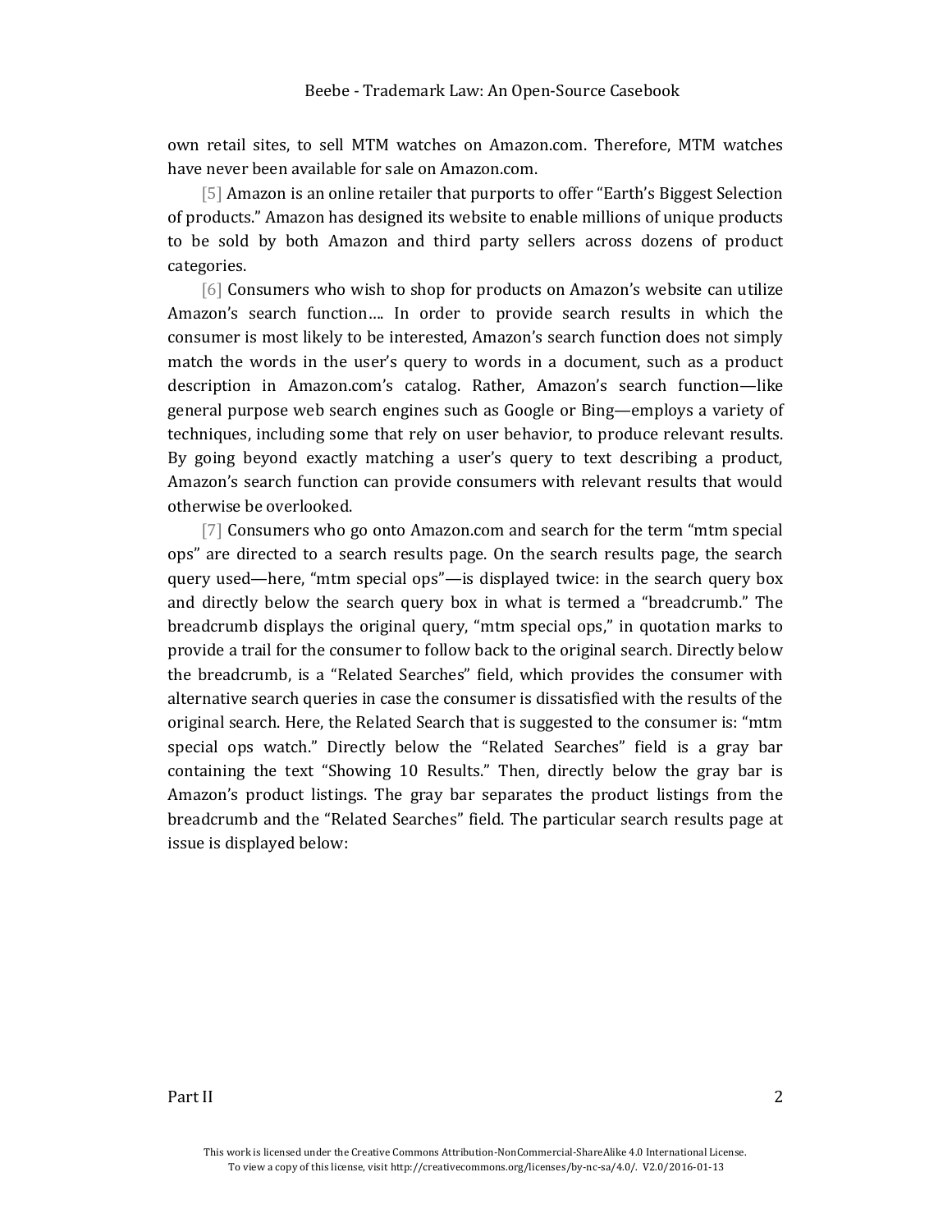own retail sites, to sell MTM watches on Amazon.com. Therefore, MTM watches have never been available for sale on Amazon.com.

[5] Amazon is an online retailer that purports to offer "Earth's Biggest Selection of products." Amazon has designed its website to enable millions of unique products to be sold by both Amazon and third party sellers across dozens of product categories.

[6] Consumers who wish to shop for products on Amazon's website can utilize Amazon's search function…. In order to provide search results in which the consumer is most likely to be interested, Amazon's search function does not simply match the words in the user's query to words in a document, such as a product description in Amazon.com's catalog. Rather, Amazon's search function—like general purpose web search engines such as Google or Bing—employs a variety of techniques, including some that rely on user behavior, to produce relevant results. By going beyond exactly matching a user's query to text describing a product, Amazon's search function can provide consumers with relevant results that would otherwise be overlooked.

[7] Consumers who go onto Amazon.com and search for the term "mtm special ops" are directed to a search results page. On the search results page, the search query used—here, "mtm special ops"—is displayed twice: in the search query box and directly below the search query box in what is termed a "breadcrumb." The breadcrumb displays the original query, "mtm special ops," in quotation marks to provide a trail for the consumer to follow back to the original search. Directly below the breadcrumb, is a "Related Searches" field, which provides the consumer with alternative search queries in case the consumer is dissatisfied with the results of the original search. Here, the Related Search that is suggested to the consumer is: "mtm special ops watch." Directly below the "Related Searches" field is a gray bar containing the text "Showing 10 Results." Then, directly below the gray bar is Amazon's product listings. The gray bar separates the product listings from the breadcrumb and the "Related Searches" field. The particular search results page at issue is displayed below: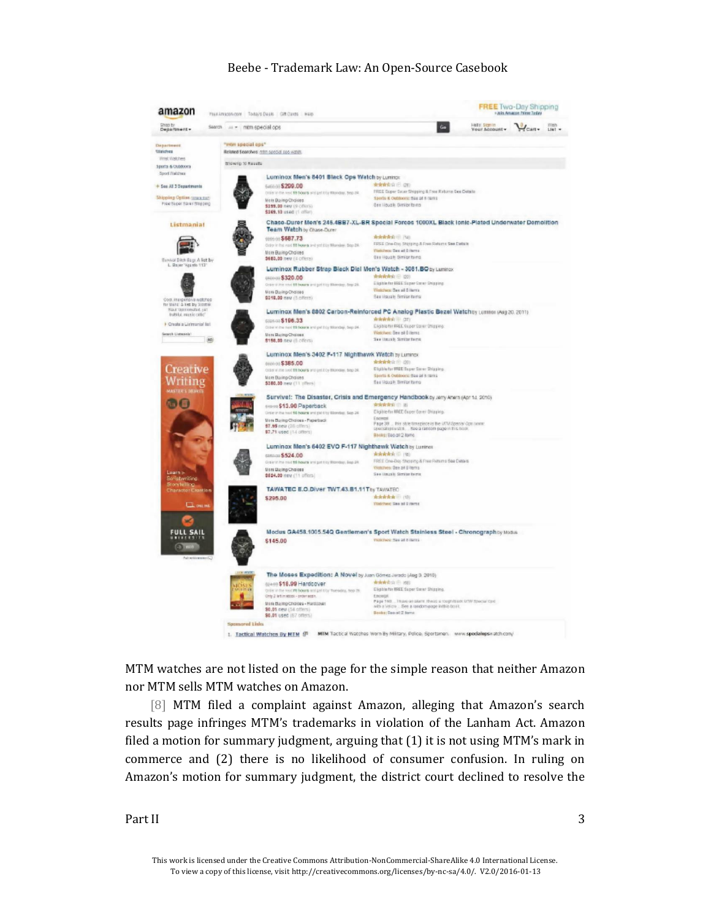MTM watches are not listed on the page for the simple reason that neither Amazon nor MTM sells MTM watches on Amazon.

[8] MTM filed a complaint against Amazon, alleging that Amazon's search results page infringes MTM's trademarks in violation of the Lanham Act. Amazon filed a motion for summary judgment, arguing that (1) it is not using MTM's mark in commerce and (2) there is no likelihood of consumer confusion. In ruling on Amazon's motion for summary judgment, the district court declined to resolve the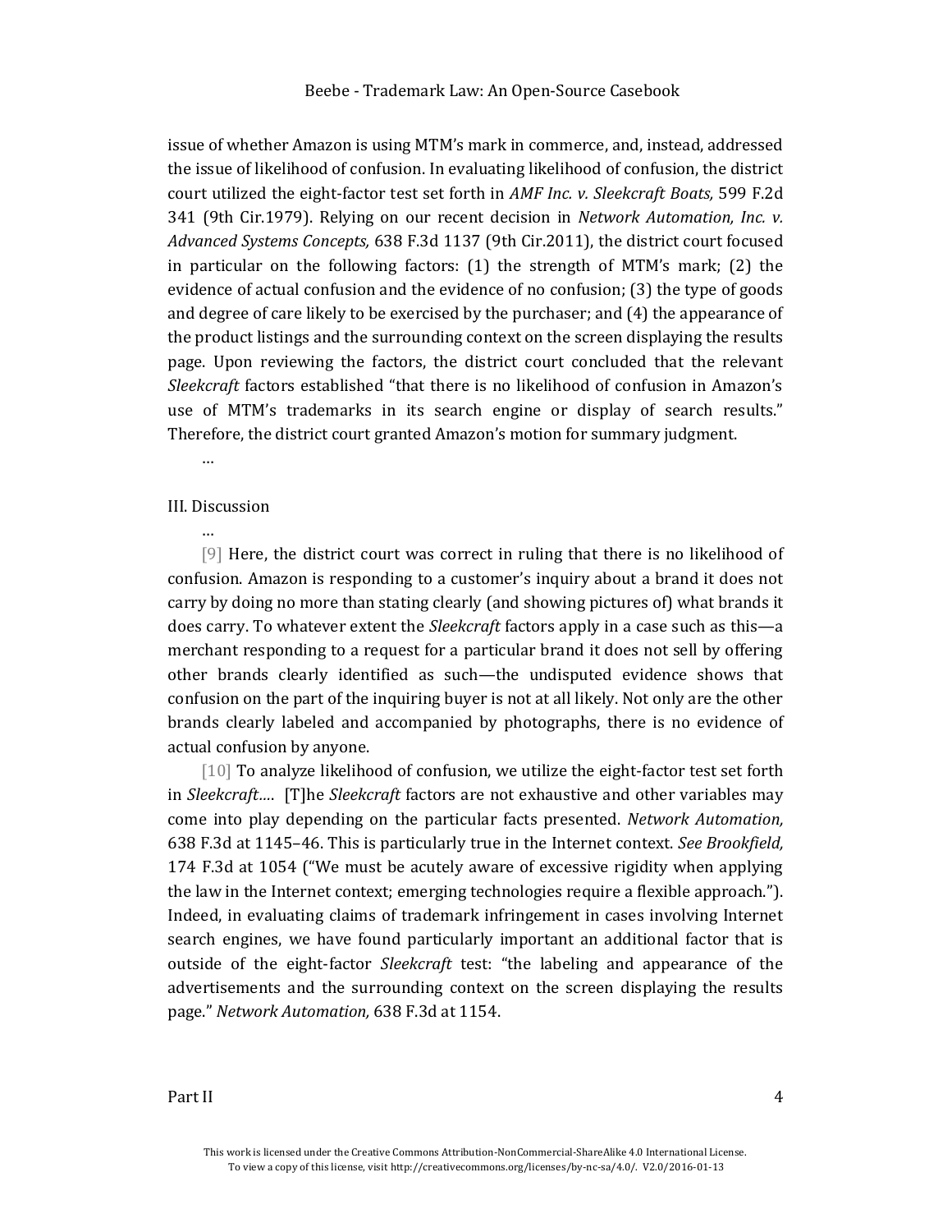issue of whether Amazon is using MTM's mark in commerce, and, instead, addressed the issue of likelihood of confusion. In evaluating likelihood of confusion, the district court utilized the eight-factor test set forth in *AMF Inc. v. Sleekcraft Boats,* 599 F.2d 341 (9th Cir.1979). Relying on our recent decision in *Network Automation, Inc. v. Advanced Systems Concepts,* 638 F.3d 1137 (9th Cir.2011), the district court focused in particular on the following factors: (1) the strength of MTM's mark; (2) the evidence of actual confusion and the evidence of no confusion; (3) the type of goods and degree of care likely to be exercised by the purchaser; and (4) the appearance of the product listings and the surrounding context on the screen displaying the results page. Upon reviewing the factors, the district court concluded that the relevant *Sleekcraft* factors established "that there is no likelihood of confusion in Amazon's use of MTM's trademarks in its search engine or display of search results." Therefore, the district court granted Amazon's motion for summary judgment.

…

III. Discussion

…

[9] Here, the district court was correct in ruling that there is no likelihood of confusion. Amazon is responding to a customer's inquiry about a brand it does not carry by doing no more than stating clearly (and showing pictures of) what brands it does carry. To whatever extent the *Sleekcraft* factors apply in a case such as this—a merchant responding to a request for a particular brand it does not sell by offering other brands clearly identified as such—the undisputed evidence shows that confusion on the part of the inquiring buyer is not at all likely. Not only are the other brands clearly labeled and accompanied by photographs, there is no evidence of actual confusion by anyone.

[10] To analyze likelihood of confusion, we utilize the eight-factor test set forth in *Sleekcraft….* [T]he *Sleekcraft* factors are not exhaustive and other variables may come into play depending on the particular facts presented. *Network Automation,* 638 F.3d at 1145–46. This is particularly true in the Internet context. *See Brookfield,* 174 F.3d at 1054 ("We must be acutely aware of excessive rigidity when applying the law in the Internet context; emerging technologies require a flexible approach."). Indeed, in evaluating claims of trademark infringement in cases involving Internet search engines, we have found particularly important an additional factor that is outside of the eight-factor *Sleekcraft* test: "the labeling and appearance of the advertisements and the surrounding context on the screen displaying the results page." *Network Automation,* 638 F.3d at 1154.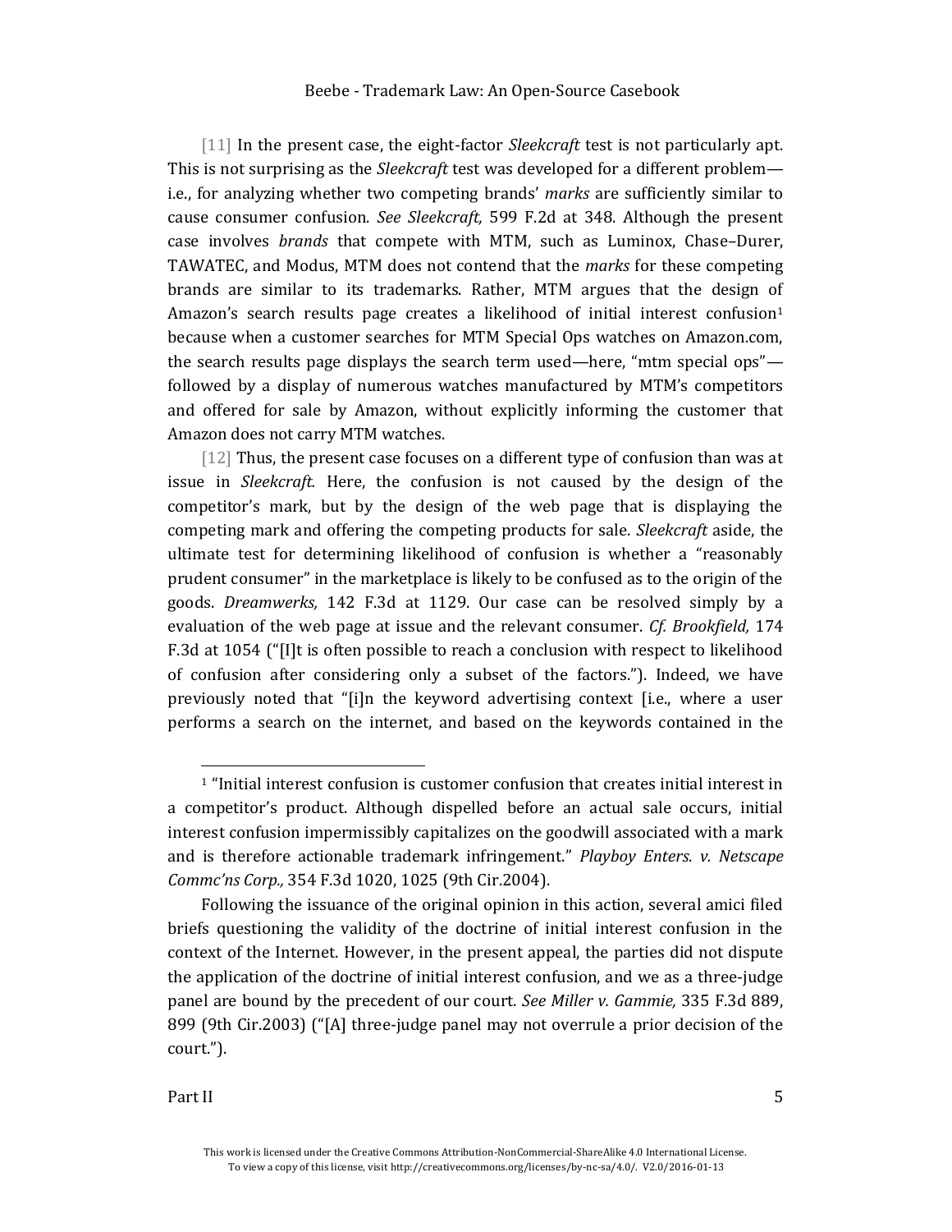[11] In the present case, the eight-factor *Sleekcraft* test is not particularly apt. This is not surprising as the *Sleekcraft* test was developed for a different problem—i.e., for analyzing whether two competing brands' *marks* are sufficiently similar to cause consumer confusion. *See Sleekcraft,* 599 F.2d at 348. Although the present case involves *brands* that compete with MTM, such as Luminox, Chase–Durer, TAWATEC, and Modus, MTM does not contend that the *marks* for these competing brands are similar to its trademarks. Rather, MTM argues that the design of Amazon's search results page creates a likelihood of initial interest confusion[1] because when a customer searches for MTM Special Ops watches on Amazon.com, the search results page displays the search term used—here, "mtm special ops"—followed by a display of numerous watches manufactured by MTM's competitors and offered for sale by Amazon, without explicitly informing the customer that Amazon does not carry MTM watches.

[12] Thus, the present case focuses on a different type of confusion than was at issue in *Sleekcraft*. Here, the confusion is not caused by the design of the competitor's mark, but by the design of the web page that is displaying the competing mark and offering the competing products for sale. *Sleekcraft* aside, the ultimate test for determining likelihood of confusion is whether a "reasonably prudent consumer" in the marketplace is likely to be confused as to the origin of the goods. *Dreamwerks,* 142 F.3d at 1129. Our case can be resolved simply by a evaluation of the web page at issue and the relevant consumer. *Cf. Brookfield,* 174 F.3d at 1054 ("[I]t is often possible to reach a conclusion with respect to likelihood of confusion after considering only a subset of the factors."). Indeed, we have previously noted that "[i]n the keyword advertising context [i.e., where a user performs a search on the internet, and based on the keywords contained in the

---

[1] "Initial interest confusion is customer confusion that creates initial interest in a competitor's product. Although dispelled before an actual sale occurs, initial interest confusion impermissibly capitalizes on the goodwill associated with a mark and is therefore actionable trademark infringement." *Playboy Enters. v. Netscape Commc'ns Corp.,* 354 F.3d 1020, 1025 (9th Cir.2004).

Following the issuance of the original opinion in this action, several amici filed briefs questioning the validity of the doctrine of initial interest confusion in the context of the Internet. However, in the present appeal, the parties did not dispute the application of the doctrine of initial interest confusion, and we as a three-judge panel are bound by the precedent of our court. *See Miller v. Gammie,* 335 F.3d 889, 899 (9th Cir.2003) ("[A] three-judge panel may not overrule a prior decision of the court.").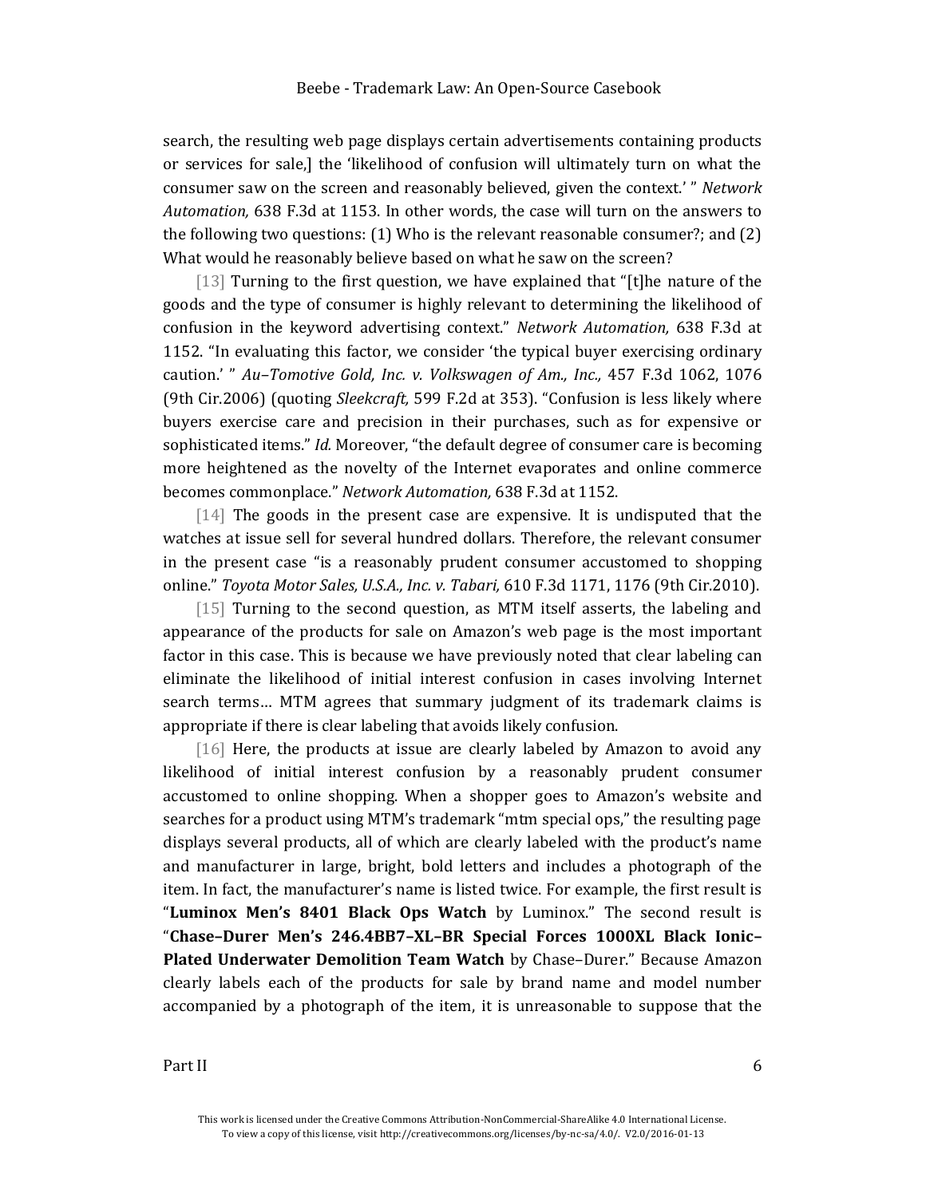search, the resulting web page displays certain advertisements containing products or services for sale,] the 'likelihood of confusion will ultimately turn on what the consumer saw on the screen and reasonably believed, given the context.' " *Network Automation,* 638 F.3d at 1153. In other words, the case will turn on the answers to the following two questions: (1) Who is the relevant reasonable consumer?; and (2) What would he reasonably believe based on what he saw on the screen?

[13] Turning to the first question, we have explained that "[t]he nature of the goods and the type of consumer is highly relevant to determining the likelihood of confusion in the keyword advertising context." *Network Automation,* 638 F.3d at 1152. "In evaluating this factor, we consider 'the typical buyer exercising ordinary caution.' " *Au–Tomotive Gold, Inc. v. Volkswagen of Am., Inc.,* 457 F.3d 1062, 1076 (9th Cir.2006) (quoting *Sleekcraft,* 599 F.2d at 353). "Confusion is less likely where buyers exercise care and precision in their purchases, such as for expensive or sophisticated items." *Id.* Moreover, "the default degree of consumer care is becoming more heightened as the novelty of the Internet evaporates and online commerce becomes commonplace." *Network Automation,* 638 F.3d at 1152.

[14] The goods in the present case are expensive. It is undisputed that the watches at issue sell for several hundred dollars. Therefore, the relevant consumer in the present case "is a reasonably prudent consumer accustomed to shopping online." *Toyota Motor Sales, U.S.A., Inc. v. Tabari,* 610 F.3d 1171, 1176 (9th Cir.2010).

[15] Turning to the second question, as MTM itself asserts, the labeling and appearance of the products for sale on Amazon's web page is the most important factor in this case. This is because we have previously noted that clear labeling can eliminate the likelihood of initial interest confusion in cases involving Internet search terms… MTM agrees that summary judgment of its trademark claims is appropriate if there is clear labeling that avoids likely confusion.

[16] Here, the products at issue are clearly labeled by Amazon to avoid any likelihood of initial interest confusion by a reasonably prudent consumer accustomed to online shopping. When a shopper goes to Amazon's website and searches for a product using MTM's trademark "mtm special ops," the resulting page displays several products, all of which are clearly labeled with the product's name and manufacturer in large, bright, bold letters and includes a photograph of the item. In fact, the manufacturer's name is listed twice. For example, the first result is "**Luminox Men's 8401 Black Ops Watch** by Luminox." The second result is "**Chase–Durer Men's 246.4BB7–XL–BR Special Forces 1000XL Black Ionic–Plated Underwater Demolition Team Watch** by Chase–Durer." Because Amazon clearly labels each of the products for sale by brand name and model number accompanied by a photograph of the item, it is unreasonable to suppose that the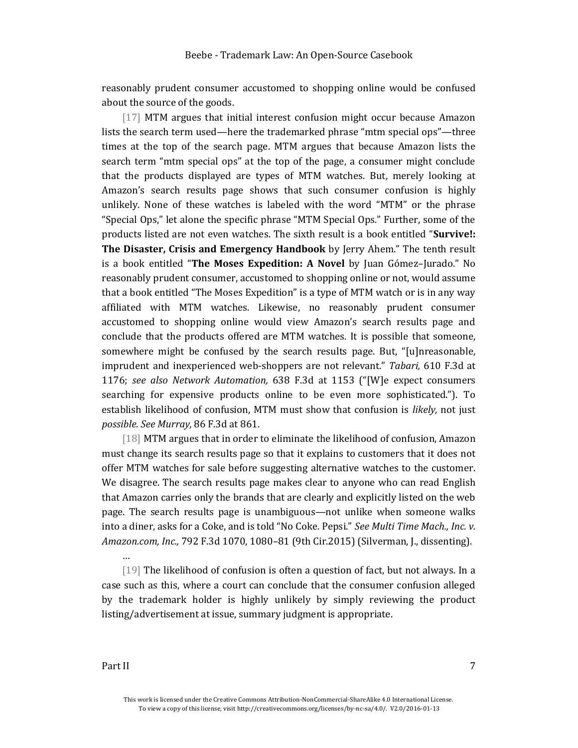reasonably prudent consumer accustomed to shopping online would be confused about the source of the goods.

[17] MTM argues that initial interest confusion might occur because Amazon lists the search term used—here the trademarked phrase "mtm special ops"—three times at the top of the search page. MTM argues that because Amazon lists the search term "mtm special ops" at the top of the page, a consumer might conclude that the products displayed are types of MTM watches. But, merely looking at Amazon's search results page shows that such consumer confusion is highly unlikely. None of these watches is labeled with the word "MTM" or the phrase "Special Ops," let alone the specific phrase "MTM Special Ops." Further, some of the products listed are not even watches. The sixth result is a book entitled "**Survive!: The Disaster, Crisis and Emergency Handbook** by Jerry Ahem." The tenth result is a book entitled "**The Moses Expedition: A Novel** by Juan Gómez–Jurado." No reasonably prudent consumer, accustomed to shopping online or not, would assume that a book entitled "The Moses Expedition" is a type of MTM watch or is in any way affiliated with MTM watches. Likewise, no reasonably prudent consumer accustomed to shopping online would view Amazon's search results page and conclude that the products offered are MTM watches. It is possible that someone, somewhere might be confused by the search results page. But, "[u]nreasonable, imprudent and inexperienced web-shoppers are not relevant." *Tabari,* 610 F.3d at 1176; *see also Network Automation,* 638 F.3d at 1153 ("[W]e expect consumers searching for expensive products online to be even more sophisticated."). To establish likelihood of confusion, MTM must show that confusion is *likely,* not just *possible. See Murray,* 86 F.3d at 861.

[18] MTM argues that in order to eliminate the likelihood of confusion, Amazon must change its search results page so that it explains to customers that it does not offer MTM watches for sale before suggesting alternative watches to the customer. We disagree. The search results page makes clear to anyone who can read English that Amazon carries only the brands that are clearly and explicitly listed on the web page. The search results page is unambiguous—not unlike when someone walks into a diner, asks for a Coke, and is told "No Coke. Pepsi." *See Multi Time Mach., Inc. v. Amazon.com, Inc.,* 792 F.3d 1070, 1080–81 (9th Cir.2015) (Silverman, J., dissenting).

…

[19] The likelihood of confusion is often a question of fact, but not always. In a case such as this, where a court can conclude that the consumer confusion alleged by the trademark holder is highly unlikely by simply reviewing the product listing/advertisement at issue, summary judgment is appropriate.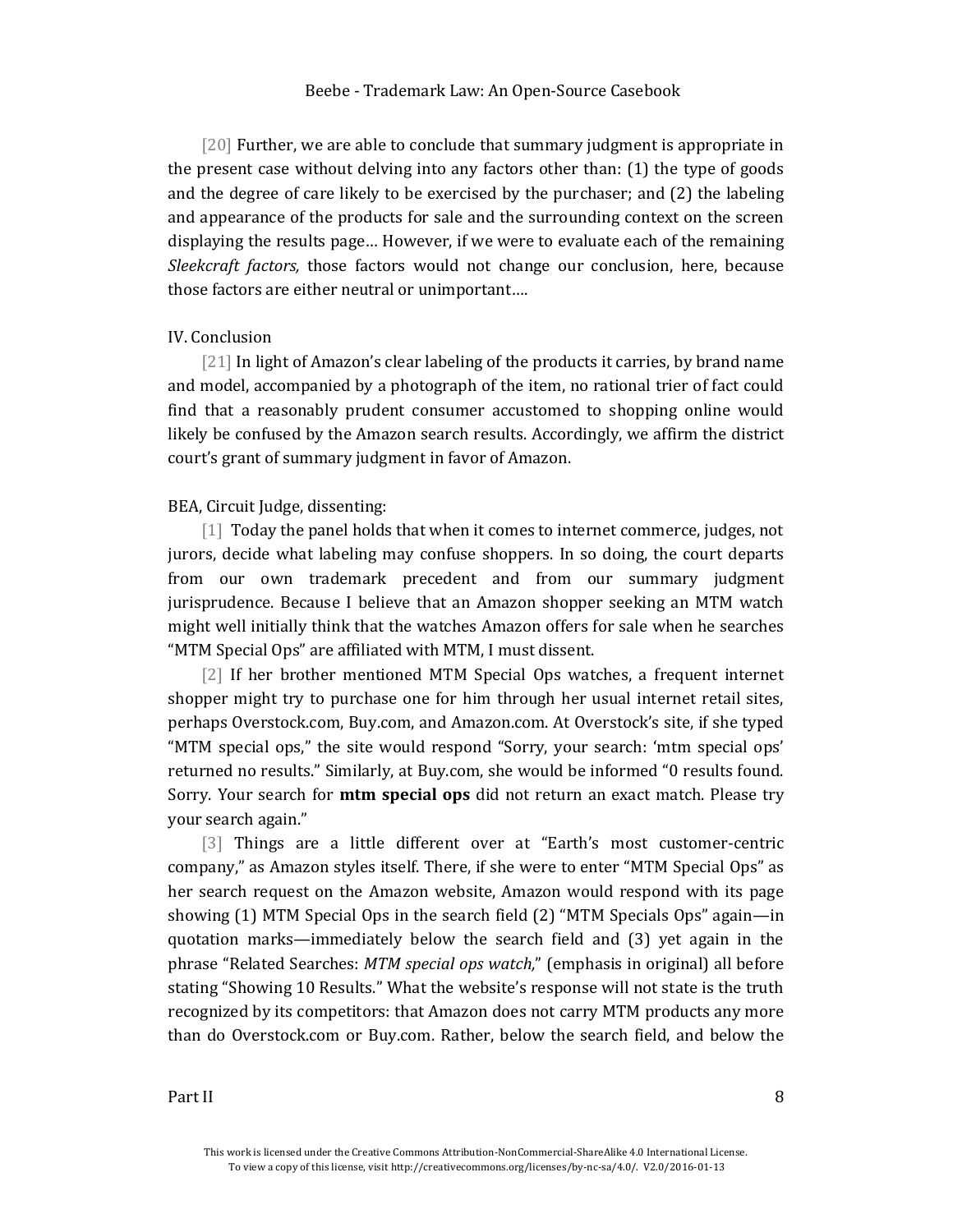[20] Further, we are able to conclude that summary judgment is appropriate in the present case without delving into any factors other than: (1) the type of goods and the degree of care likely to be exercised by the purchaser; and (2) the labeling and appearance of the products for sale and the surrounding context on the screen displaying the results page… However, if we were to evaluate each of the remaining *Sleekcraft factors,* those factors would not change our conclusion, here, because those factors are either neutral or unimportant….

IV. Conclusion

[21] In light of Amazon's clear labeling of the products it carries, by brand name and model, accompanied by a photograph of the item, no rational trier of fact could find that a reasonably prudent consumer accustomed to shopping online would likely be confused by the Amazon search results. Accordingly, we affirm the district court's grant of summary judgment in favor of Amazon.

BEA, Circuit Judge, dissenting:

[1] Today the panel holds that when it comes to internet commerce, judges, not jurors, decide what labeling may confuse shoppers. In so doing, the court departs from our own trademark precedent and from our summary judgment jurisprudence. Because I believe that an Amazon shopper seeking an MTM watch might well initially think that the watches Amazon offers for sale when he searches "MTM Special Ops" are affiliated with MTM, I must dissent.

[2] If her brother mentioned MTM Special Ops watches, a frequent internet shopper might try to purchase one for him through her usual internet retail sites, perhaps Overstock.com, Buy.com, and Amazon.com. At Overstock's site, if she typed "MTM special ops," the site would respond "Sorry, your search: 'mtm special ops' returned no results." Similarly, at Buy.com, she would be informed "0 results found. Sorry. Your search for **mtm special ops** did not return an exact match. Please try your search again."

[3] Things are a little different over at "Earth's most customer-centric company," as Amazon styles itself. There, if she were to enter "MTM Special Ops" as her search request on the Amazon website, Amazon would respond with its page showing (1) MTM Special Ops in the search field (2) "MTM Specials Ops" again—in quotation marks—immediately below the search field and (3) yet again in the phrase "Related Searches: *MTM special ops watch,*" (emphasis in original) all before stating "Showing 10 Results." What the website's response will not state is the truth recognized by its competitors: that Amazon does not carry MTM products any more than do Overstock.com or Buy.com. Rather, below the search field, and below the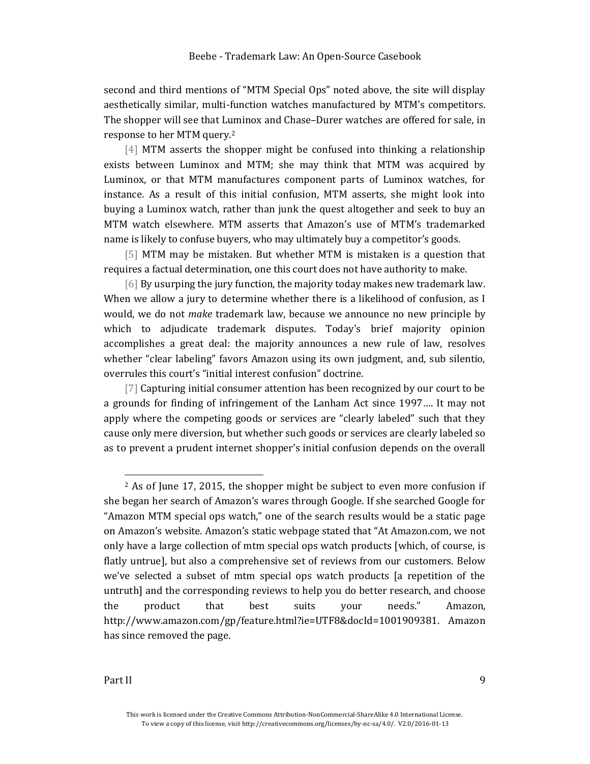second and third mentions of "MTM Special Ops" noted above, the site will display aesthetically similar, multi-function watches manufactured by MTM's competitors. The shopper will see that Luminox and Chase–Durer watches are offered for sale, in response to her MTM query.[2]

[4] MTM asserts the shopper might be confused into thinking a relationship exists between Luminox and MTM; she may think that MTM was acquired by Luminox, or that MTM manufactures component parts of Luminox watches, for instance. As a result of this initial confusion, MTM asserts, she might look into buying a Luminox watch, rather than junk the quest altogether and seek to buy an MTM watch elsewhere. MTM asserts that Amazon's use of MTM's trademarked name is likely to confuse buyers, who may ultimately buy a competitor's goods.

[5] MTM may be mistaken. But whether MTM is mistaken is a question that requires a factual determination, one this court does not have authority to make.

[6] By usurping the jury function, the majority today makes new trademark law. When we allow a jury to determine whether there is a likelihood of confusion, as I would, we do not *make* trademark law, because we announce no new principle by which to adjudicate trademark disputes. Today's brief majority opinion accomplishes a great deal: the majority announces a new rule of law, resolves whether "clear labeling" favors Amazon using its own judgment, and, sub silentio, overrules this court's "initial interest confusion" doctrine.

[7] Capturing initial consumer attention has been recognized by our court to be a grounds for finding of infringement of the Lanham Act since 1997…. It may not apply where the competing goods or services are "clearly labeled" such that they cause only mere diversion, but whether such goods or services are clearly labeled so as to prevent a prudent internet shopper's initial confusion depends on the overall

---

[2] As of June 17, 2015, the shopper might be subject to even more confusion if she began her search of Amazon's wares through Google. If she searched Google for "Amazon MTM special ops watch," one of the search results would be a static page on Amazon's website. Amazon's static webpage stated that "At Amazon.com, we not only have a large collection of mtm special ops watch products [which, of course, is flatly untrue], but also a comprehensive set of reviews from our customers. Below we've selected a subset of mtm special ops watch products [a repetition of the untruth] and the corresponding reviews to help you do better research, and choose the product that best suits your needs." Amazon, http://www.amazon.com/gp/feature.html?ie=UTF8&docId=1001909381. Amazon has since removed the page.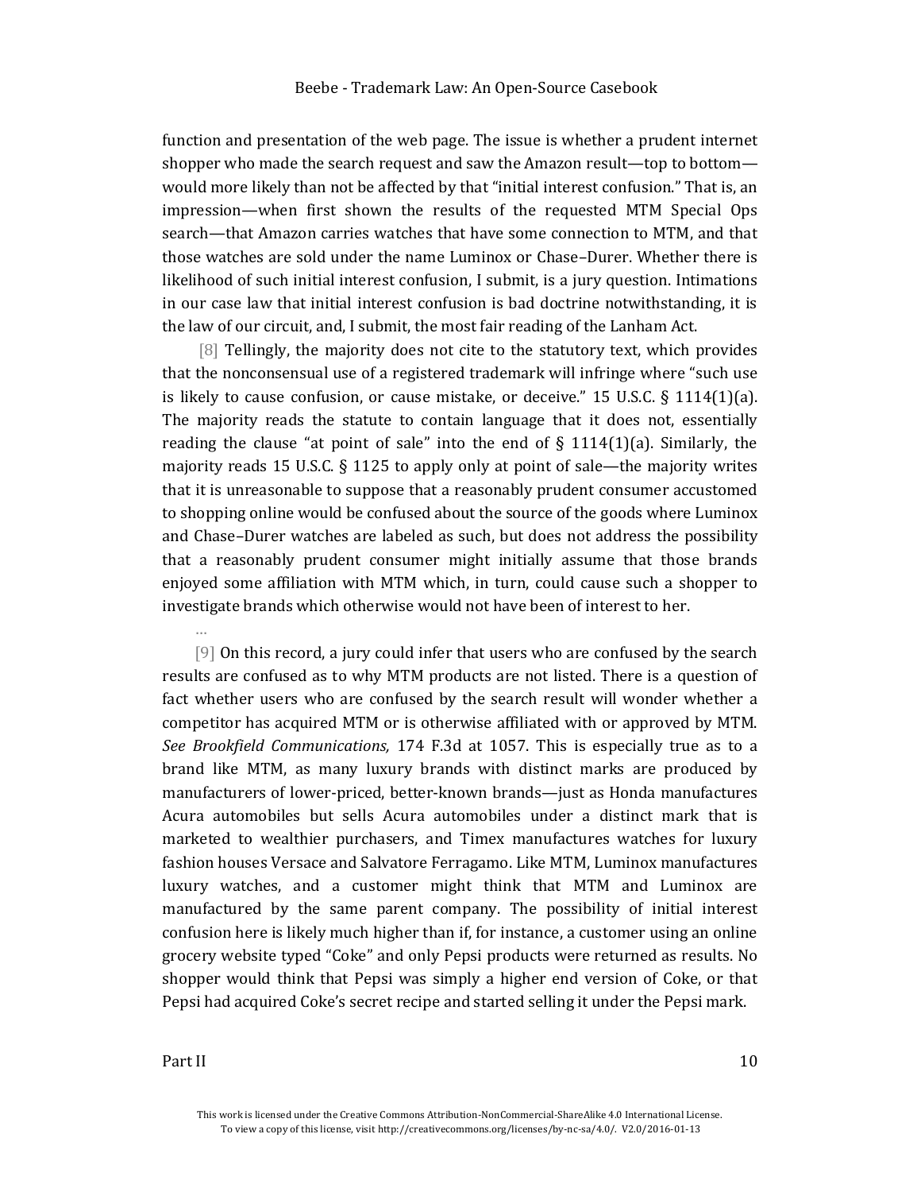function and presentation of the web page. The issue is whether a prudent internet shopper who made the search request and saw the Amazon result—top to bottom—would more likely than not be affected by that "initial interest confusion." That is, an impression—when first shown the results of the requested MTM Special Ops search—that Amazon carries watches that have some connection to MTM, and that those watches are sold under the name Luminox or Chase–Durer. Whether there is likelihood of such initial interest confusion, I submit, is a jury question. Intimations in our case law that initial interest confusion is bad doctrine notwithstanding, it is the law of our circuit, and, I submit, the most fair reading of the Lanham Act.

[8] Tellingly, the majority does not cite to the statutory text, which provides that the nonconsensual use of a registered trademark will infringe where "such use is likely to cause confusion, or cause mistake, or deceive." 15 U.S.C. § 1114(1)(a). The majority reads the statute to contain language that it does not, essentially reading the clause "at point of sale" into the end of § 1114(1)(a). Similarly, the majority reads 15 U.S.C. § 1125 to apply only at point of sale—the majority writes that it is unreasonable to suppose that a reasonably prudent consumer accustomed to shopping online would be confused about the source of the goods where Luminox and Chase–Durer watches are labeled as such, but does not address the possibility that a reasonably prudent consumer might initially assume that those brands enjoyed some affiliation with MTM which, in turn, could cause such a shopper to investigate brands which otherwise would not have been of interest to her.

…

[9] On this record, a jury could infer that users who are confused by the search results are confused as to why MTM products are not listed. There is a question of fact whether users who are confused by the search result will wonder whether a competitor has acquired MTM or is otherwise affiliated with or approved by MTM. *See Brookfield Communications,* 174 F.3d at 1057. This is especially true as to a brand like MTM, as many luxury brands with distinct marks are produced by manufacturers of lower-priced, better-known brands—just as Honda manufactures Acura automobiles but sells Acura automobiles under a distinct mark that is marketed to wealthier purchasers, and Timex manufactures watches for luxury fashion houses Versace and Salvatore Ferragamo. Like MTM, Luminox manufactures luxury watches, and a customer might think that MTM and Luminox are manufactured by the same parent company. The possibility of initial interest confusion here is likely much higher than if, for instance, a customer using an online grocery website typed "Coke" and only Pepsi products were returned as results. No shopper would think that Pepsi was simply a higher end version of Coke, or that Pepsi had acquired Coke's secret recipe and started selling it under the Pepsi mark.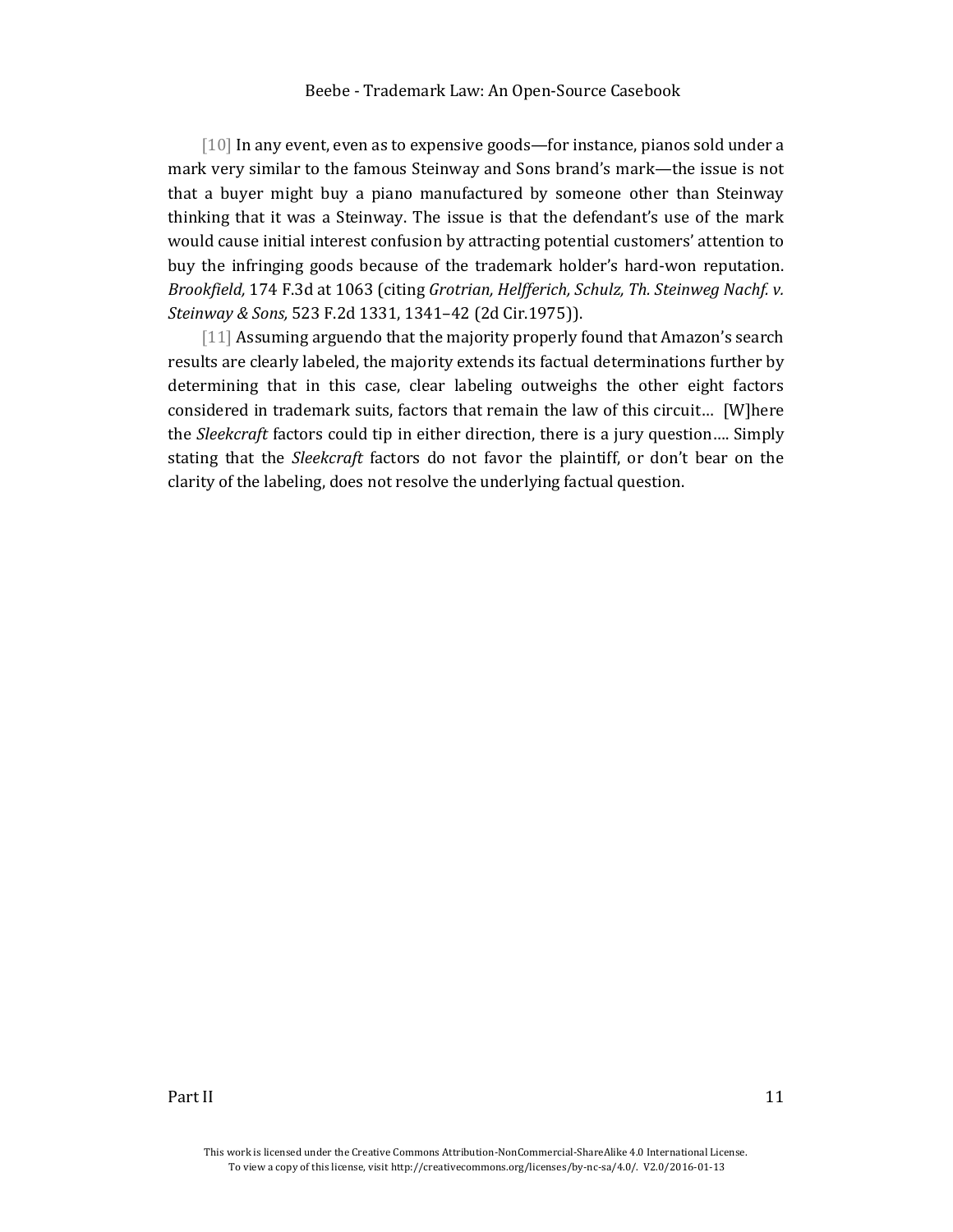[10] In any event, even as to expensive goods—for instance, pianos sold under a mark very similar to the famous Steinway and Sons brand's mark—the issue is not that a buyer might buy a piano manufactured by someone other than Steinway thinking that it was a Steinway. The issue is that the defendant's use of the mark would cause initial interest confusion by attracting potential customers' attention to buy the infringing goods because of the trademark holder's hard-won reputation. *Brookfield,* 174 F.3d at 1063 (citing *Grotrian, Helfferich, Schulz, Th. Steinweg Nachf. v. Steinway & Sons,* 523 F.2d 1331, 1341–42 (2d Cir.1975)).

[11] Assuming arguendo that the majority properly found that Amazon's search results are clearly labeled, the majority extends its factual determinations further by determining that in this case, clear labeling outweighs the other eight factors considered in trademark suits, factors that remain the law of this circuit… [W]here the *Sleekcraft* factors could tip in either direction, there is a jury question…. Simply stating that the *Sleekcraft* factors do not favor the plaintiff, or don't bear on the clarity of the labeling, does not resolve the underlying factual question.